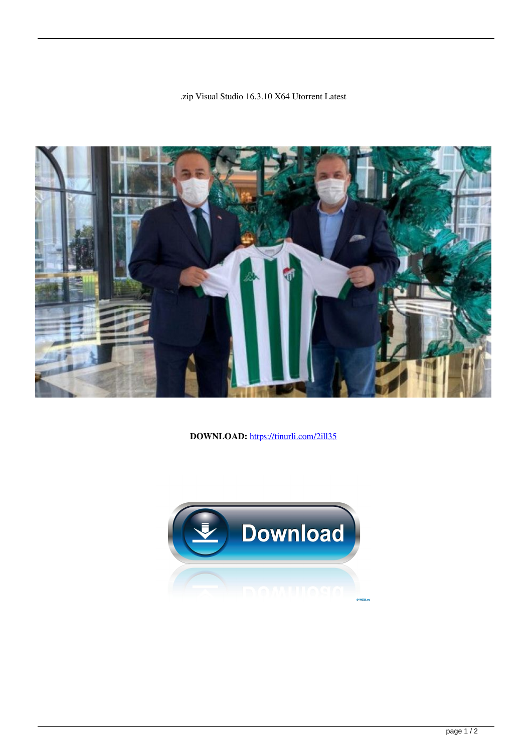.zip Visual Studio 16.3.10 X64 Utorrent Latest

**DOWNLOAD:** https://tinurli.com/2ill35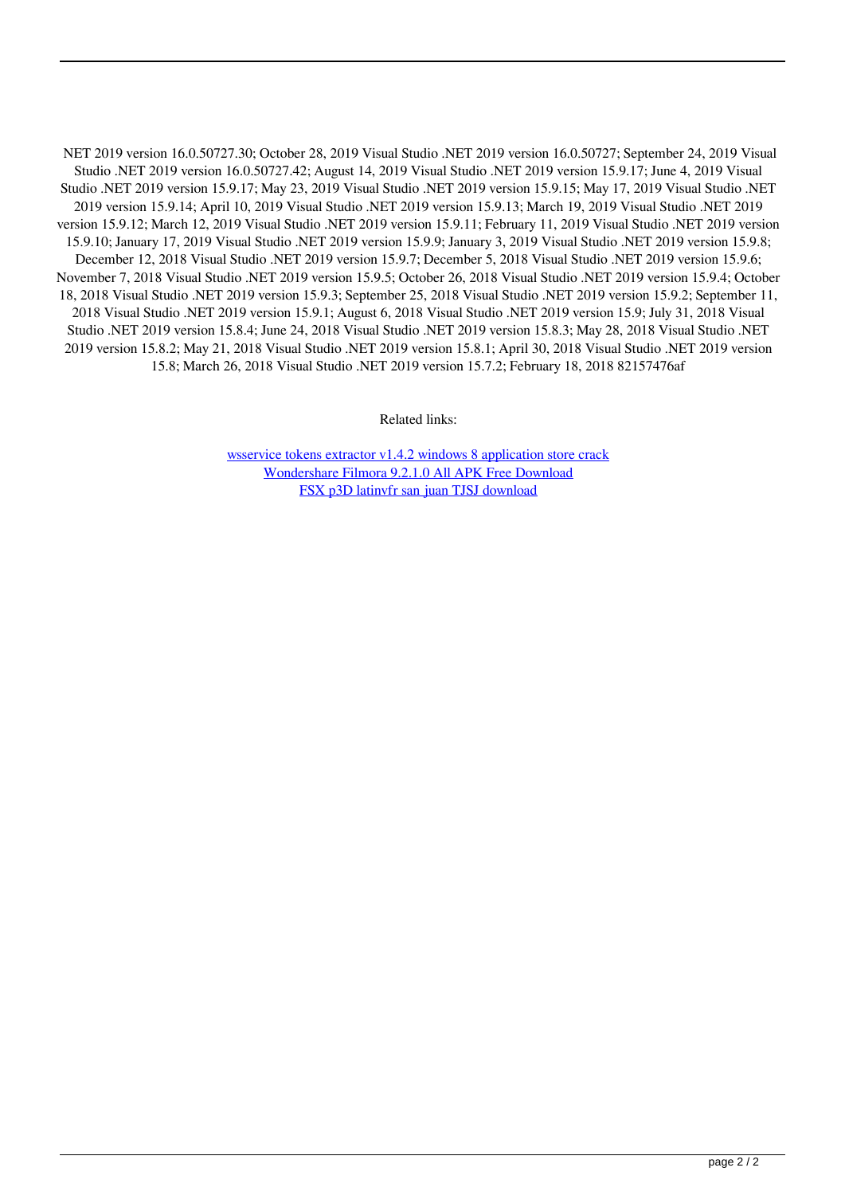NET 2019 version 16.0.50727.30; October 28, 2019 Visual Studio .NET 2019 version 16.0.50727; September 24, 2019 Visual Studio .NET 2019 version 16.0.50727.42; August 14, 2019 Visual Studio .NET 2019 version 15.9.17; June 4, 2019 Visual Studio .NET 2019 version 15.9.17; May 23, 2019 Visual Studio .NET 2019 version 15.9.15; May 17, 2019 Visual Studio .NET 2019 version 15.9.14; April 10, 2019 Visual Studio .NET 2019 version 15.9.13; March 19, 2019 Visual Studio .NET 2019 version 15.9.12; March 12, 2019 Visual Studio .NET 2019 version 15.9.11; February 11, 2019 Visual Studio .NET 2019 version 15.9.10; January 17, 2019 Visual Studio .NET 2019 version 15.9.9; January 3, 2019 Visual Studio .NET 2019 version 15.9.8; December 12, 2018 Visual Studio .NET 2019 version 15.9.7; December 5, 2018 Visual Studio .NET 2019 version 15.9.6; November 7, 2018 Visual Studio .NET 2019 version 15.9.5; October 26, 2018 Visual Studio .NET 2019 version 15.9.4; October 18, 2018 Visual Studio .NET 2019 version 15.9.3; September 25, 2018 Visual Studio .NET 2019 version 15.9.2; September 11, 2018 Visual Studio .NET 2019 version 15.9.1; August 6, 2018 Visual Studio .NET 2019 version 15.9; July 31, 2018 Visual Studio .NET 2019 version 15.8.4; June 24, 2018 Visual Studio .NET 2019 version 15.8.3; May 28, 2018 Visual Studio .NET 2019 version 15.8.2; May 21, 2018 Visual Studio .NET 2019 version 15.8.1; April 30, 2018 Visual Studio .NET 2019 version 15.8; March 26, 2018 Visual Studio .NET 2019 version 15.7.2; February 18, 2018 82157476af

Related links:

wsservice tokens extractor v1.4.2 windows 8 application store crack
Wondershare Filmora 9.2.1.0 All APK Free Download
FSX p3D latinvfr san juan TJSJ download